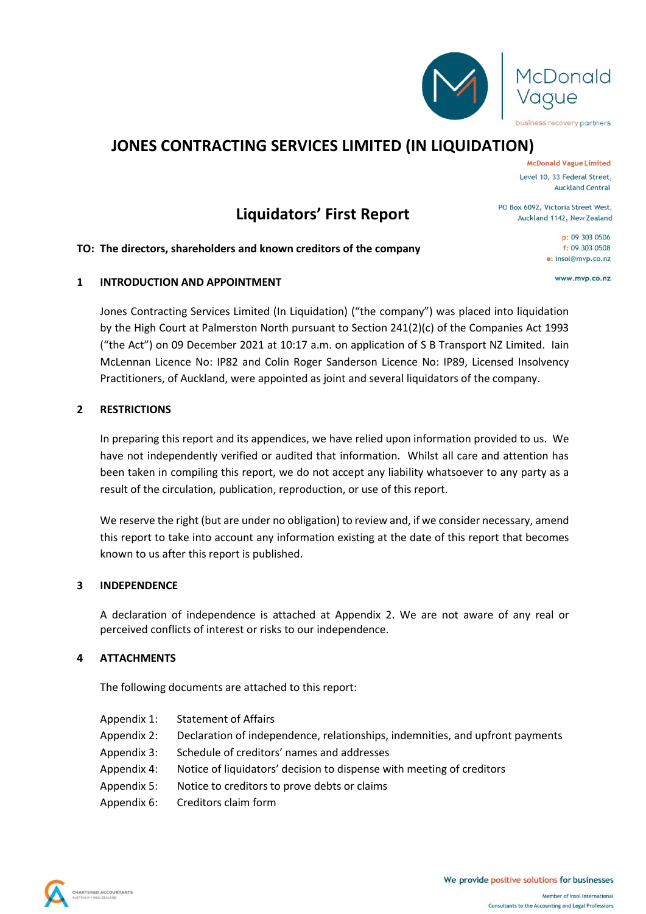McDonald Vague
business recovery partners

# JONES CONTRACTING SERVICES LIMITED (IN LIQUIDATION)

McDonald Vague Limited
Level 10, 33 Federal Street,
Auckland Central

PO Box 6092, Victoria Street West,
Auckland 1142, New Zealand

p: 09 303 0506
f: 09 303 0508
e: insol@mvp.co.nz

www.mvp.co.nz

## Liquidators' First Report

**TO: The directors, shareholders and known creditors of the company**

### 1 INTRODUCTION AND APPOINTMENT

Jones Contracting Services Limited (In Liquidation) ("the company") was placed into liquidation by the High Court at Palmerston North pursuant to Section 241(2)(c) of the Companies Act 1993 ("the Act") on 09 December 2021 at 10:17 a.m. on application of S B Transport NZ Limited. Iain McLennan Licence No: IP82 and Colin Roger Sanderson Licence No: IP89, Licensed Insolvency Practitioners, of Auckland, were appointed as joint and several liquidators of the company.

### 2 RESTRICTIONS

In preparing this report and its appendices, we have relied upon information provided to us. We have not independently verified or audited that information. Whilst all care and attention has been taken in compiling this report, we do not accept any liability whatsoever to any party as a result of the circulation, publication, reproduction, or use of this report.

We reserve the right (but are under no obligation) to review and, if we consider necessary, amend this report to take into account any information existing at the date of this report that becomes known to us after this report is published.

### 3 INDEPENDENCE

A declaration of independence is attached at Appendix 2. We are not aware of any real or perceived conflicts of interest or risks to our independence.

### 4 ATTACHMENTS

The following documents are attached to this report:

- Appendix 1: Statement of Affairs
- Appendix 2: Declaration of independence, relationships, indemnities, and upfront payments
- Appendix 3: Schedule of creditors' names and addresses
- Appendix 4: Notice of liquidators' decision to dispense with meeting of creditors
- Appendix 5: Notice to creditors to prove debts or claims
- Appendix 6: Creditors claim form

We provide positive solutions for businesses

Member of Insol International
Consultants to the Accounting and Legal Professions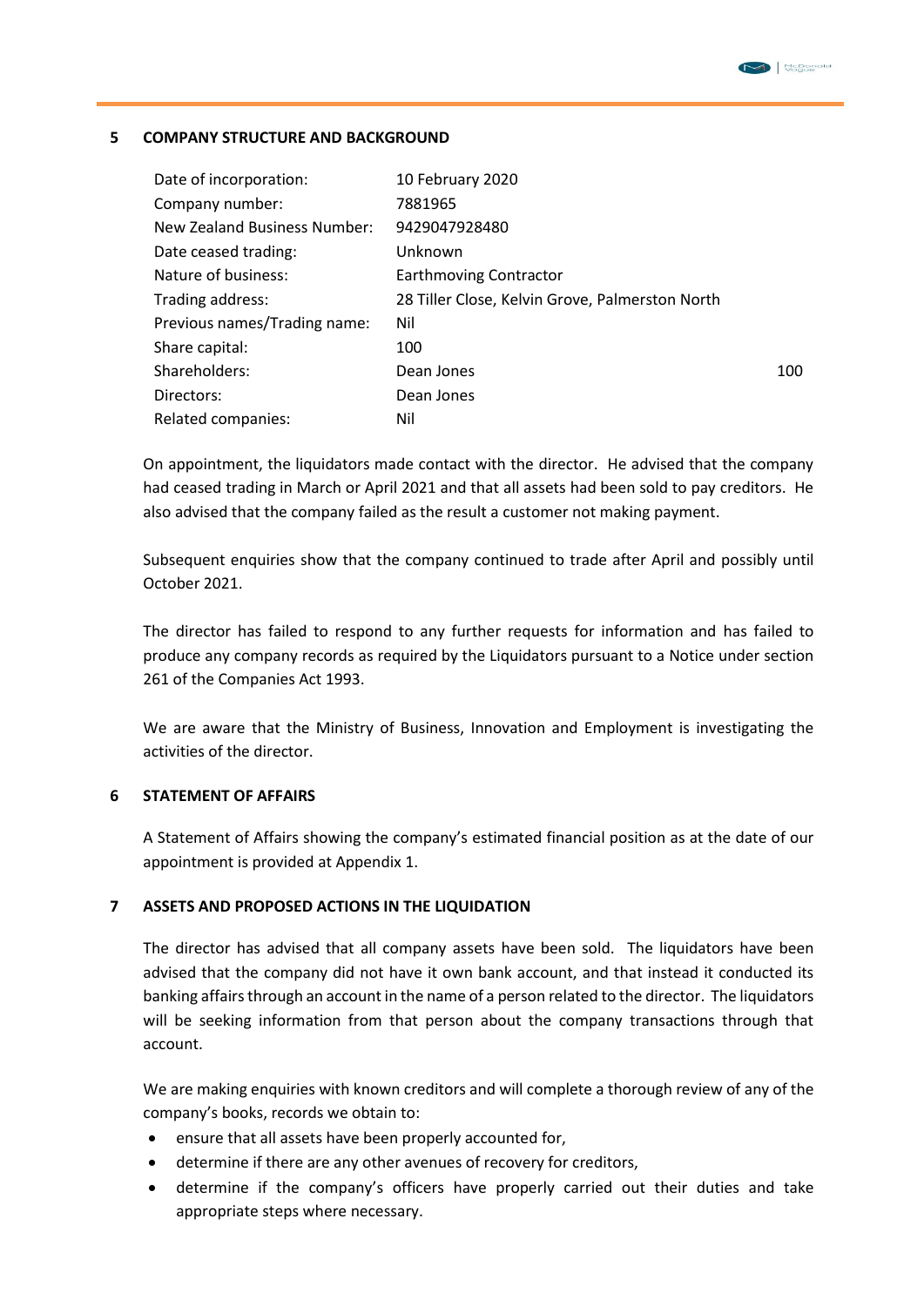## 5 COMPANY STRUCTURE AND BACKGROUND

| | | |
|---|---|---|
| Date of incorporation: | 10 February 2020 | |
| Company number: | 7881965 | |
| New Zealand Business Number: | 9429047928480 | |
| Date ceased trading: | Unknown | |
| Nature of business: | Earthmoving Contractor | |
| Trading address: | 28 Tiller Close, Kelvin Grove, Palmerston North | |
| Previous names/Trading name: | Nil | |
| Share capital: | 100 | |
| Shareholders: | Dean Jones | 100 |
| Directors: | Dean Jones | |
| Related companies: | Nil | |

On appointment, the liquidators made contact with the director. He advised that the company had ceased trading in March or April 2021 and that all assets had been sold to pay creditors. He also advised that the company failed as the result a customer not making payment.

Subsequent enquiries show that the company continued to trade after April and possibly until October 2021.

The director has failed to respond to any further requests for information and has failed to produce any company records as required by the Liquidators pursuant to a Notice under section 261 of the Companies Act 1993.

We are aware that the Ministry of Business, Innovation and Employment is investigating the activities of the director.

## 6 STATEMENT OF AFFAIRS

A Statement of Affairs showing the company's estimated financial position as at the date of our appointment is provided at Appendix 1.

## 7 ASSETS AND PROPOSED ACTIONS IN THE LIQUIDATION

The director has advised that all company assets have been sold. The liquidators have been advised that the company did not have it own bank account, and that instead it conducted its banking affairs through an account in the name of a person related to the director. The liquidators will be seeking information from that person about the company transactions through that account.

We are making enquiries with known creditors and will complete a thorough review of any of the company's books, records we obtain to:

- ensure that all assets have been properly accounted for,
- determine if there are any other avenues of recovery for creditors,
- determine if the company's officers have properly carried out their duties and take appropriate steps where necessary.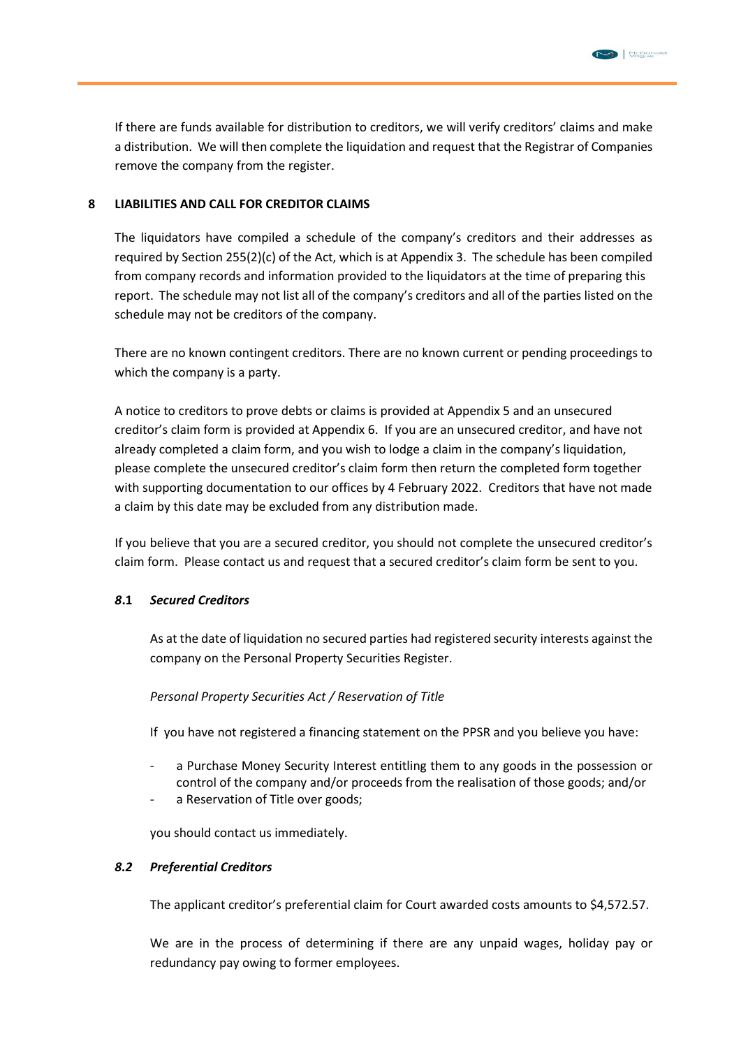If there are funds available for distribution to creditors, we will verify creditors' claims and make a distribution. We will then complete the liquidation and request that the Registrar of Companies remove the company from the register.

## 8 LIABILITIES AND CALL FOR CREDITOR CLAIMS

The liquidators have compiled a schedule of the company's creditors and their addresses as required by Section 255(2)(c) of the Act, which is at Appendix 3. The schedule has been compiled from company records and information provided to the liquidators at the time of preparing this report. The schedule may not list all of the company's creditors and all of the parties listed on the schedule may not be creditors of the company.

There are no known contingent creditors. There are no known current or pending proceedings to which the company is a party.

A notice to creditors to prove debts or claims is provided at Appendix 5 and an unsecured creditor's claim form is provided at Appendix 6. If you are an unsecured creditor, and have not already completed a claim form, and you wish to lodge a claim in the company's liquidation, please complete the unsecured creditor's claim form then return the completed form together with supporting documentation to our offices by 4 February 2022. Creditors that have not made a claim by this date may be excluded from any distribution made.

If you believe that you are a secured creditor, you should not complete the unsecured creditor's claim form. Please contact us and request that a secured creditor's claim form be sent to you.

### *8.1 Secured Creditors*

As at the date of liquidation no secured parties had registered security interests against the company on the Personal Property Securities Register.

*Personal Property Securities Act / Reservation of Title*

If you have not registered a financing statement on the PPSR and you believe you have:

- a Purchase Money Security Interest entitling them to any goods in the possession or control of the company and/or proceeds from the realisation of those goods; and/or
- a Reservation of Title over goods;

you should contact us immediately.

### *8.2 Preferential Creditors*

The applicant creditor's preferential claim for Court awarded costs amounts to $4,572.57.

We are in the process of determining if there are any unpaid wages, holiday pay or redundancy pay owing to former employees.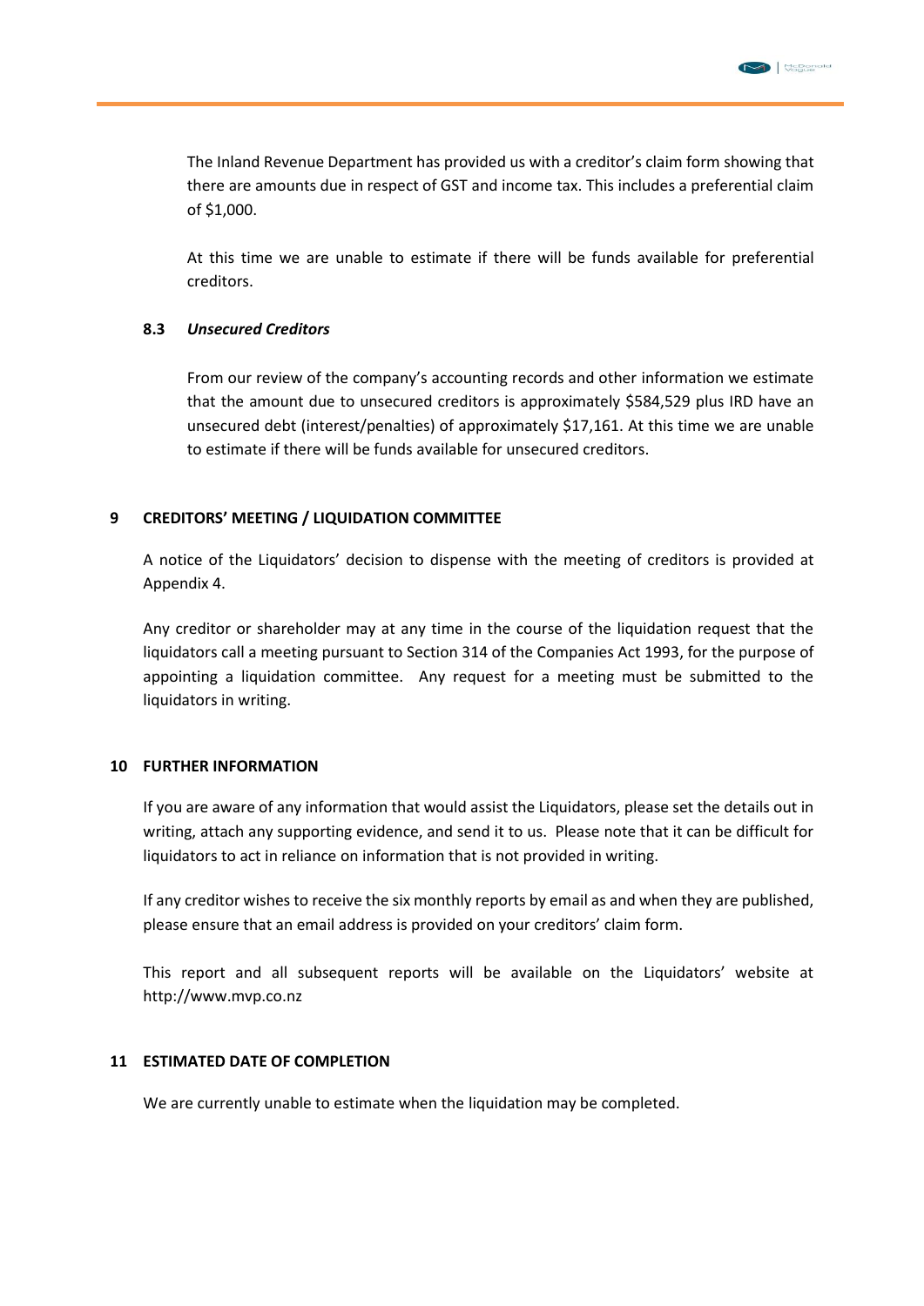The Inland Revenue Department has provided us with a creditor's claim form showing that there are amounts due in respect of GST and income tax. This includes a preferential claim of $1,000.

At this time we are unable to estimate if there will be funds available for preferential creditors.

### 8.3 *Unsecured Creditors*

From our review of the company's accounting records and other information we estimate that the amount due to unsecured creditors is approximately $584,529 plus IRD have an unsecured debt (interest/penalties) of approximately $17,161. At this time we are unable to estimate if there will be funds available for unsecured creditors.

## 9 CREDITORS' MEETING / LIQUIDATION COMMITTEE

A notice of the Liquidators' decision to dispense with the meeting of creditors is provided at Appendix 4.

Any creditor or shareholder may at any time in the course of the liquidation request that the liquidators call a meeting pursuant to Section 314 of the Companies Act 1993, for the purpose of appointing a liquidation committee. Any request for a meeting must be submitted to the liquidators in writing.

## 10 FURTHER INFORMATION

If you are aware of any information that would assist the Liquidators, please set the details out in writing, attach any supporting evidence, and send it to us. Please note that it can be difficult for liquidators to act in reliance on information that is not provided in writing.

If any creditor wishes to receive the six monthly reports by email as and when they are published, please ensure that an email address is provided on your creditors' claim form.

This report and all subsequent reports will be available on the Liquidators' website at http://www.mvp.co.nz

## 11 ESTIMATED DATE OF COMPLETION

We are currently unable to estimate when the liquidation may be completed.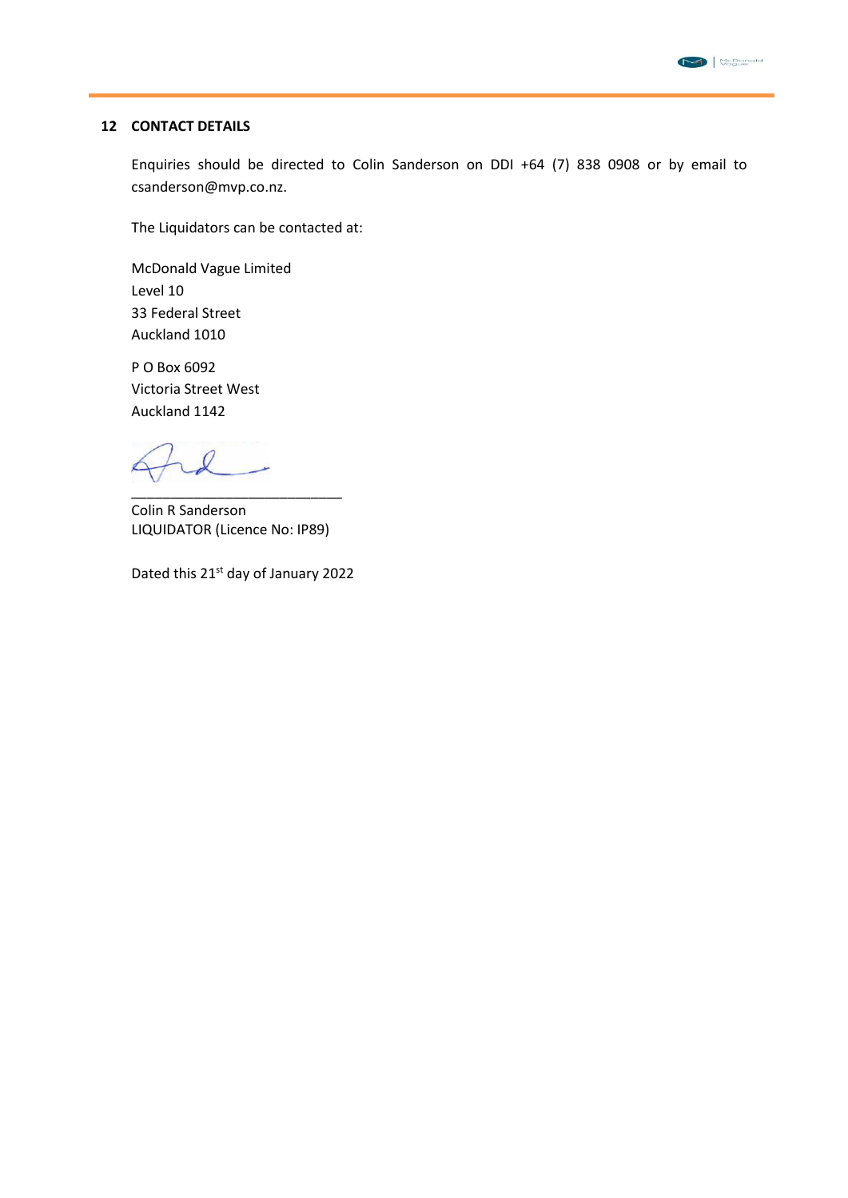## 12 CONTACT DETAILS

Enquiries should be directed to Colin Sanderson on DDI +64 (7) 838 0908 or by email to csanderson@mvp.co.nz.

The Liquidators can be contacted at:

McDonald Vague Limited
Level 10
33 Federal Street
Auckland 1010

P O Box 6092
Victoria Street West
Auckland 1142

___________________________

Colin R Sanderson
LIQUIDATOR (Licence No: IP89)

Dated this 21st day of January 2022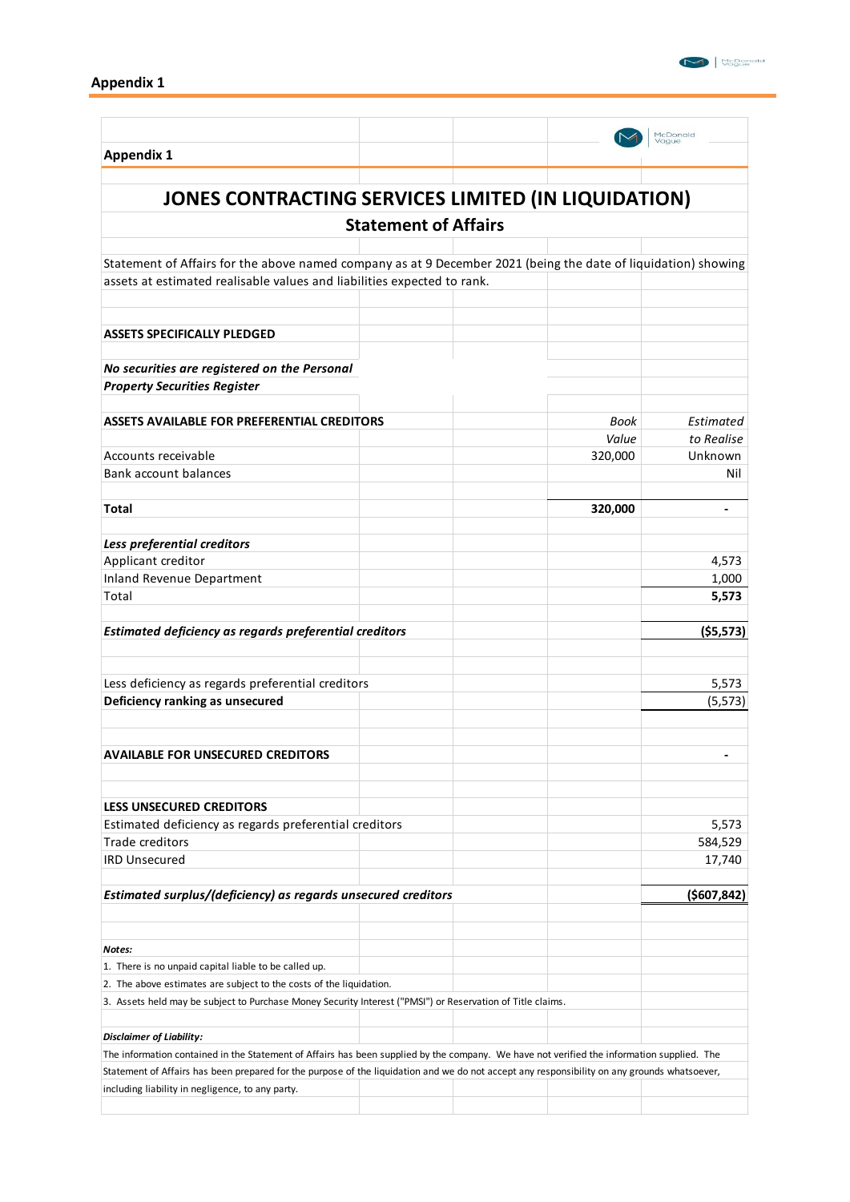## Appendix 1

# JONES CONTRACTING SERVICES LIMITED (IN LIQUIDATION)

## Statement of Affairs

Statement of Affairs for the above named company as at 9 December 2021 (being the date of liquidation) showing assets at estimated realisable values and liabilities expected to rank.

| | Book Value | Estimated to Realise |
|---|---|---|
| **ASSETS SPECIFICALLY PLEDGED** | | |
| ***No securities are registered on the Personal Property Securities Register*** | | |
| **ASSETS AVAILABLE FOR PREFERENTIAL CREDITORS** | | |
| Accounts receivable | 320,000 | Unknown |
| Bank account balances | | Nil |
| **Total** | **320,000** | - |
| ***Less preferential creditors*** | | |
| Applicant creditor | | 4,573 |
| Inland Revenue Department | | 1,000 |
| Total | | **5,573** |
| ***Estimated deficiency as regards preferential creditors*** | | **($5,573)** |
| Less deficiency as regards preferential creditors | | 5,573 |
| **Deficiency ranking as unsecured** | | (5,573) |
| **AVAILABLE FOR UNSECURED CREDITORS** | | - |
| **LESS UNSECURED CREDITORS** | | |
| Estimated deficiency as regards preferential creditors | | 5,573 |
| Trade creditors | | 584,529 |
| IRD Unsecured | | 17,740 |
| ***Estimated surplus/(deficiency) as regards unsecured creditors*** | | **($607,842)** |

***Notes:***

1. There is no unpaid capital liable to be called up.
2. The above estimates are subject to the costs of the liquidation.
3. Assets held may be subject to Purchase Money Security Interest ("PMSI") or Reservation of Title claims.

***Disclaimer of Liability:***

The information contained in the Statement of Affairs has been supplied by the company. We have not verified the information supplied. The Statement of Affairs has been prepared for the purpose of the liquidation and we do not accept any responsibility on any grounds whatsoever, including liability in negligence, to any party.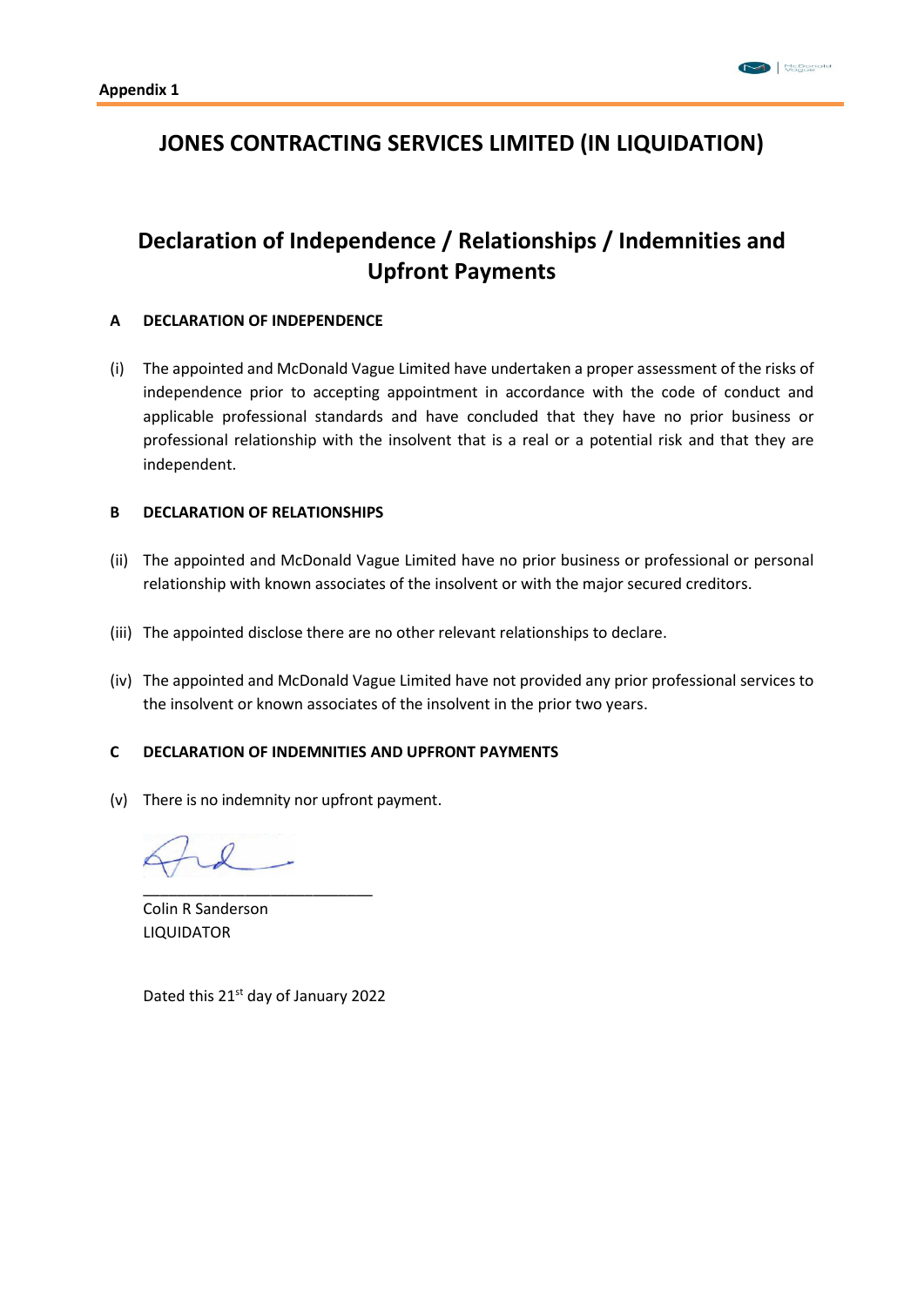Appendix 1

# JONES CONTRACTING SERVICES LIMITED (IN LIQUIDATION)

## Declaration of Independence / Relationships / Indemnities and Upfront Payments

**A DECLARATION OF INDEPENDENCE**

(i) The appointed and McDonald Vague Limited have undertaken a proper assessment of the risks of independence prior to accepting appointment in accordance with the code of conduct and applicable professional standards and have concluded that they have no prior business or professional relationship with the insolvent that is a real or a potential risk and that they are independent.

**B DECLARATION OF RELATIONSHIPS**

(ii) The appointed and McDonald Vague Limited have no prior business or professional or personal relationship with known associates of the insolvent or with the major secured creditors.

(iii) The appointed disclose there are no other relevant relationships to declare.

(iv) The appointed and McDonald Vague Limited have not provided any prior professional services to the insolvent or known associates of the insolvent in the prior two years.

**C DECLARATION OF INDEMNITIES AND UPFRONT PAYMENTS**

(v) There is no indemnity nor upfront payment.

\_\_\_\_\_\_\_\_\_\_\_\_\_\_\_\_\_\_\_\_\_\_\_\_\_\_\_\_

Colin R Sanderson
LIQUIDATOR

Dated this 21st day of January 2022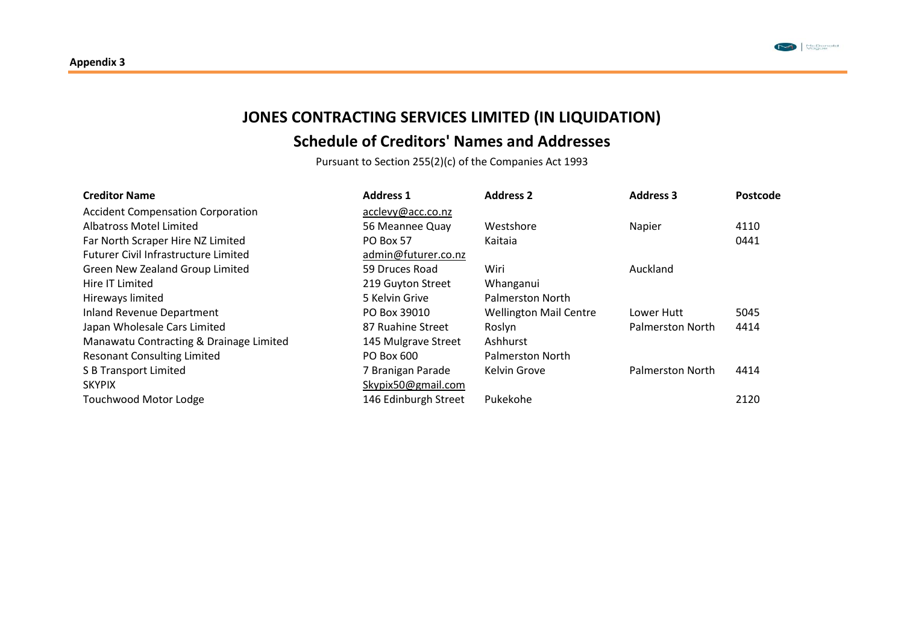**Appendix 3**

# JONES CONTRACTING SERVICES LIMITED (IN LIQUIDATION)

## Schedule of Creditors' Names and Addresses

Pursuant to Section 255(2)(c) of the Companies Act 1993

| Creditor Name | Address 1 | Address 2 | Address 3 | Postcode |
|---|---|---|---|---|
| Accident Compensation Corporation | acclevy@acc.co.nz | | | |
| Albatross Motel Limited | 56 Meannee Quay | Westshore | Napier | 4110 |
| Far North Scraper Hire NZ Limited | PO Box 57 | Kaitaia | | 0441 |
| Futurer Civil Infrastructure Limited | admin@futurer.co.nz | | | |
| Green New Zealand Group Limited | 59 Druces Road | Wiri | Auckland | |
| Hire IT Limited | 219 Guyton Street | Whanganui | | |
| Hireways limited | 5 Kelvin Grive | Palmerston North | | |
| Inland Revenue Department | PO Box 39010 | Wellington Mail Centre | Lower Hutt | 5045 |
| Japan Wholesale Cars Limited | 87 Ruahine Street | Roslyn | Palmerston North | 4414 |
| Manawatu Contracting & Drainage Limited | 145 Mulgrave Street | Ashhurst | | |
| Resonant Consulting Limited | PO Box 600 | Palmerston North | | |
| S B Transport Limited | 7 Branigan Parade | Kelvin Grove | Palmerston North | 4414 |
| SKYPIX | Skypix50@gmail.com | | | |
| Touchwood Motor Lodge | 146 Edinburgh Street | Pukekohe | | 2120 |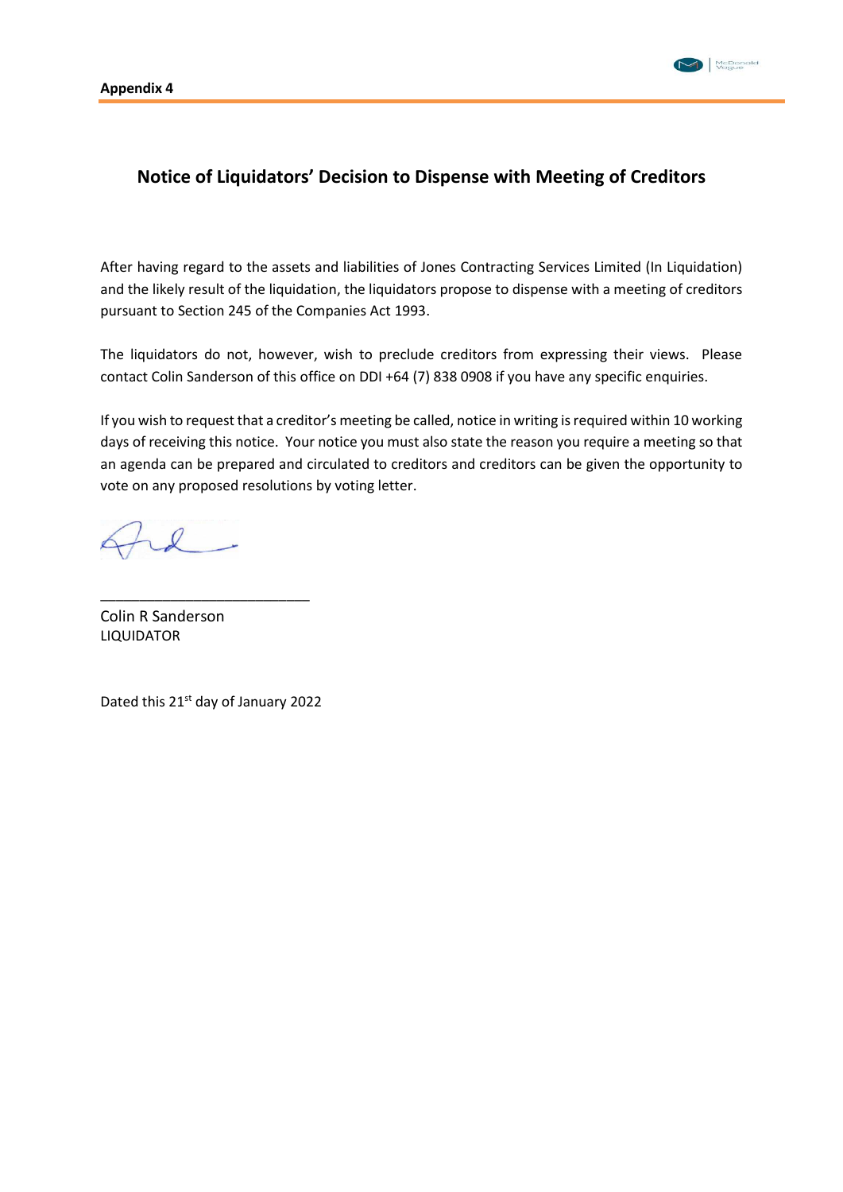**Appendix 4**

## Notice of Liquidators' Decision to Dispense with Meeting of Creditors

After having regard to the assets and liabilities of Jones Contracting Services Limited (In Liquidation) and the likely result of the liquidation, the liquidators propose to dispense with a meeting of creditors pursuant to Section 245 of the Companies Act 1993.

The liquidators do not, however, wish to preclude creditors from expressing their views. Please contact Colin Sanderson of this office on DDI +64 (7) 838 0908 if you have any specific enquiries.

If you wish to request that a creditor's meeting be called, notice in writing is required within 10 working days of receiving this notice. Your notice you must also state the reason you require a meeting so that an agenda can be prepared and circulated to creditors and creditors can be given the opportunity to vote on any proposed resolutions by voting letter.

\_\_\_\_\_\_\_\_\_\_\_\_\_\_\_\_\_\_\_\_\_\_\_\_\_\_

Colin R Sanderson
LIQUIDATOR

Dated this 21st day of January 2022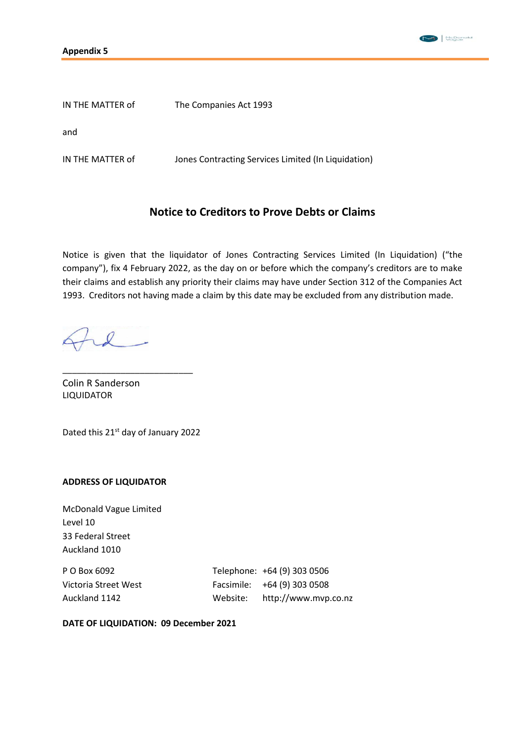**Appendix 5**

| | |
|---|---|
| IN THE MATTER of | The Companies Act 1993 |
| and | |
| IN THE MATTER of | Jones Contracting Services Limited (In Liquidation) |

## Notice to Creditors to Prove Debts or Claims

Notice is given that the liquidator of Jones Contracting Services Limited (In Liquidation) ("the company"), fix 4 February 2022, as the day on or before which the company's creditors are to make their claims and establish any priority their claims may have under Section 312 of the Companies Act 1993. Creditors not having made a claim by this date may be excluded from any distribution made.

___________________________

Colin R Sanderson
LIQUIDATOR

Dated this 21st day of January 2022

**ADDRESS OF LIQUIDATOR**

McDonald Vague Limited
Level 10
33 Federal Street
Auckland 1010

P O Box 6092
Victoria Street West
Auckland 1142

Telephone: +64 (9) 303 0506
Facsimile: +64 (9) 303 0508
Website: http://www.mvp.co.nz

**DATE OF LIQUIDATION: 09 December 2021**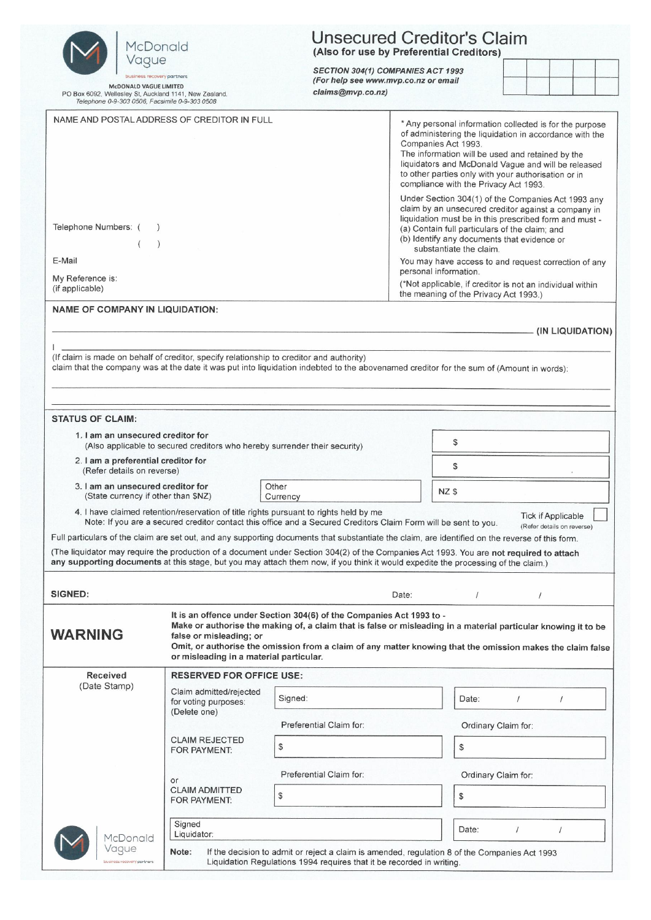McDonald Vague

business recovery partners

**McDONALD VAGUE LIMITED**
PO Box 6092, Wellesley St, Auckland 1141, New Zealand.
*Telephone 0-9-303 0506, Facsimile 0-9-303 0508*

# Unsecured Creditor's Claim

**(Also for use by Preferential Creditors)**

***SECTION 304(1) COMPANIES ACT 1993***
***(For help see www.mvp.co.nz or email claims@mvp.co.nz)***

| | | | | |
|---|---|---|---|---|
| | | | | |
| | | | | |

NAME AND POSTAL ADDRESS OF CREDITOR IN FULL

Telephone Numbers: (     )

(     )

E-Mail

My Reference is:
(if applicable)

\* Any personal information collected is for the purpose of administering the liquidation in accordance with the Companies Act 1993. The information will be used and retained by the liquidators and McDonald Vague and will be released to other parties only with your authorisation or in compliance with the Privacy Act 1993.

Under Section 304(1) of the Companies Act 1993 any claim by an unsecured creditor against a company in liquidation must be in this prescribed form and must -
(a) Contain full particulars of the claim; and
(b) Identify any documents that evidence or substantiate the claim.

You may have access to and request correction of any personal information.

(\*Not applicable, if creditor is not an individual within the meaning of the Privacy Act 1993.)

**NAME OF COMPANY IN LIQUIDATION:**

______________________________________________ **(IN LIQUIDATION)**

I ______________________________________________

(If claim is made on behalf of creditor, specify relationship to creditor and authority)
claim that the company was at the date it was put into liquidation indebted to the abovenamed creditor for the sum of (Amount in words):

______________________________________________

______________________________________________

**STATUS OF CLAIM:**

1. **I am an unsecured creditor for** — $
   (Also applicable to secured creditors who hereby surrender their security)
2. **I am a preferential creditor for** — $
   (Refer details on reverse)
3. **I am an unsecured creditor for** — Other Currency — NZ $
   (State currency if other than $NZ)
4. I have claimed retention/reservation of title rights pursuant to rights held by me — Tick if Applicable ☐ (Refer details on reverse)
   Note: If you are a secured creditor contact this office and a Secured Creditors Claim Form will be sent to you.

Full particulars of the claim are set out, and any supporting documents that substantiate the claim, are identified on the reverse of this form.

(The liquidator may require the production of a document under Section 304(2) of the Companies Act 1993. You are **not required to attach any supporting documents** at this stage, but you may attach them now, if you think it would expedite the processing of the claim.)

**SIGNED:** Date:     /     /

## WARNING

**It is an offence under Section 304(6) of the Companies Act 1993 to -**
**Make or authorise the making of, a claim that is false or misleading in a material particular knowing it to be false or misleading; or**
**Omit, or authorise the omission from a claim of any matter knowing that the omission makes the claim false or misleading in a material particular.**

**Received**
(Date Stamp)

**RESERVED FOR OFFICE USE:**

| | | |
|---|---|---|
| Claim admitted/rejected for voting purposes: (Delete one) | Signed: | Date:     /     / |
| | Preferential Claim for: | Ordinary Claim for: |
| CLAIM REJECTED FOR PAYMENT: | $ | $ |
| | Preferential Claim for: | Ordinary Claim for: |
| or CLAIM ADMITTED FOR PAYMENT: | $ | $ |
| | Signed Liquidator: | Date:     /     / |

McDonald Vague
business recovery partners

**Note:** If the decision to admit or reject a claim is amended, regulation 8 of the Companies Act 1993 Liquidation Regulations 1994 requires that it be recorded in writing.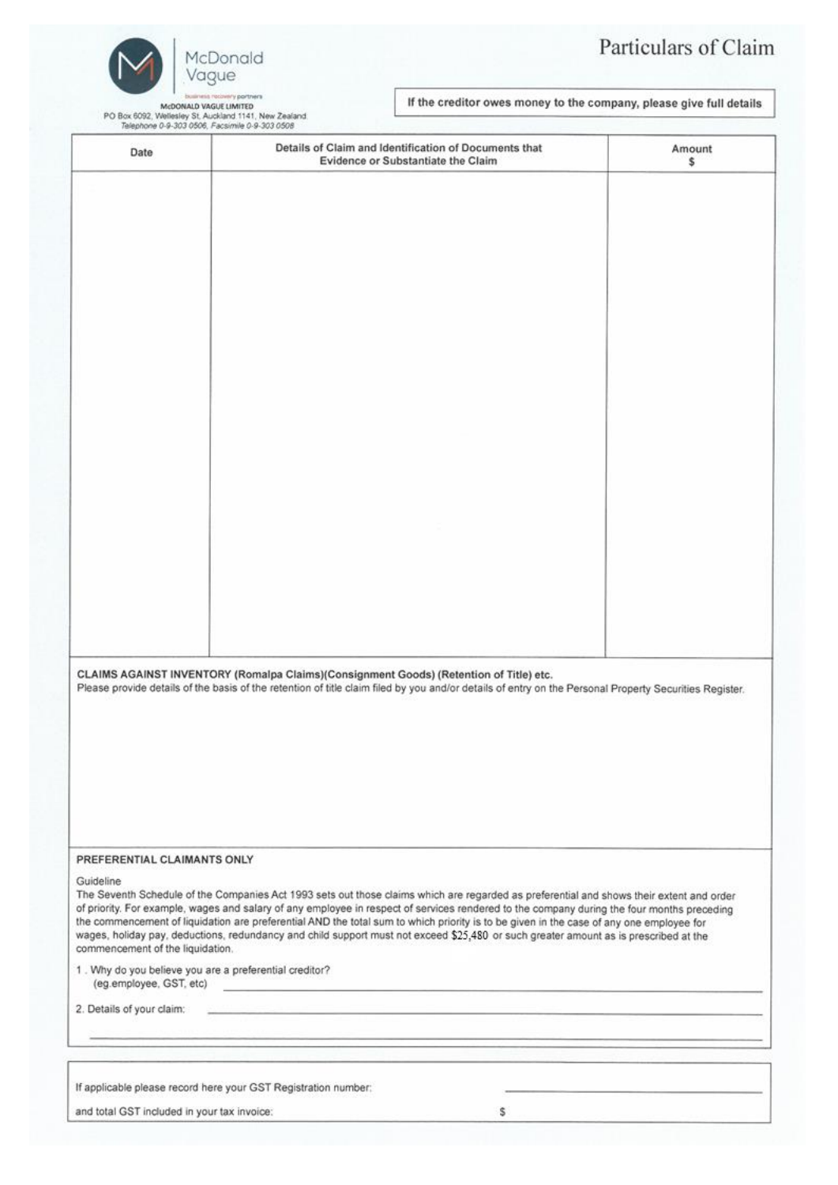McDonald Vague

business recovery partners

McDONALD VAGUE LIMITED
PO Box 6092, Wellesley St, Auckland 1141, New Zealand
Telephone 0-9-303 0506, Facsimile 0-9-303 0508

# Particulars of Claim

**If the creditor owes money to the company, please give full details**

| Date | Details of Claim and Identification of Documents that Evidence or Substantiate the Claim | Amount $ |
|---|---|---|
| | | |

**CLAIMS AGAINST INVENTORY (Romalpa Claims)(Consignment Goods) (Retention of Title) etc.**
Please provide details of the basis of the retention of title claim filed by you and/or details of entry on the Personal Property Securities Register.

**PREFERENTIAL CLAIMANTS ONLY**

Guideline
The Seventh Schedule of the Companies Act 1993 sets out those claims which are regarded as preferential and shows their extent and order of priority. For example, wages and salary of any employee in respect of services rendered to the company during the four months preceding the commencement of liquidation are preferential AND the total sum to which priority is to be given in the case of any one employee for wages, holiday pay, deductions, redundancy and child support must not exceed $25,480 or such greater amount as is prescribed at the commencement of the liquidation.

1. Why do you believe you are a preferential creditor? (eg.employee, GST, etc) ______________________

2. Details of your claim: ______________________

If applicable please record here your GST Registration number: ______________________

and total GST included in your tax invoice: $ ______________________